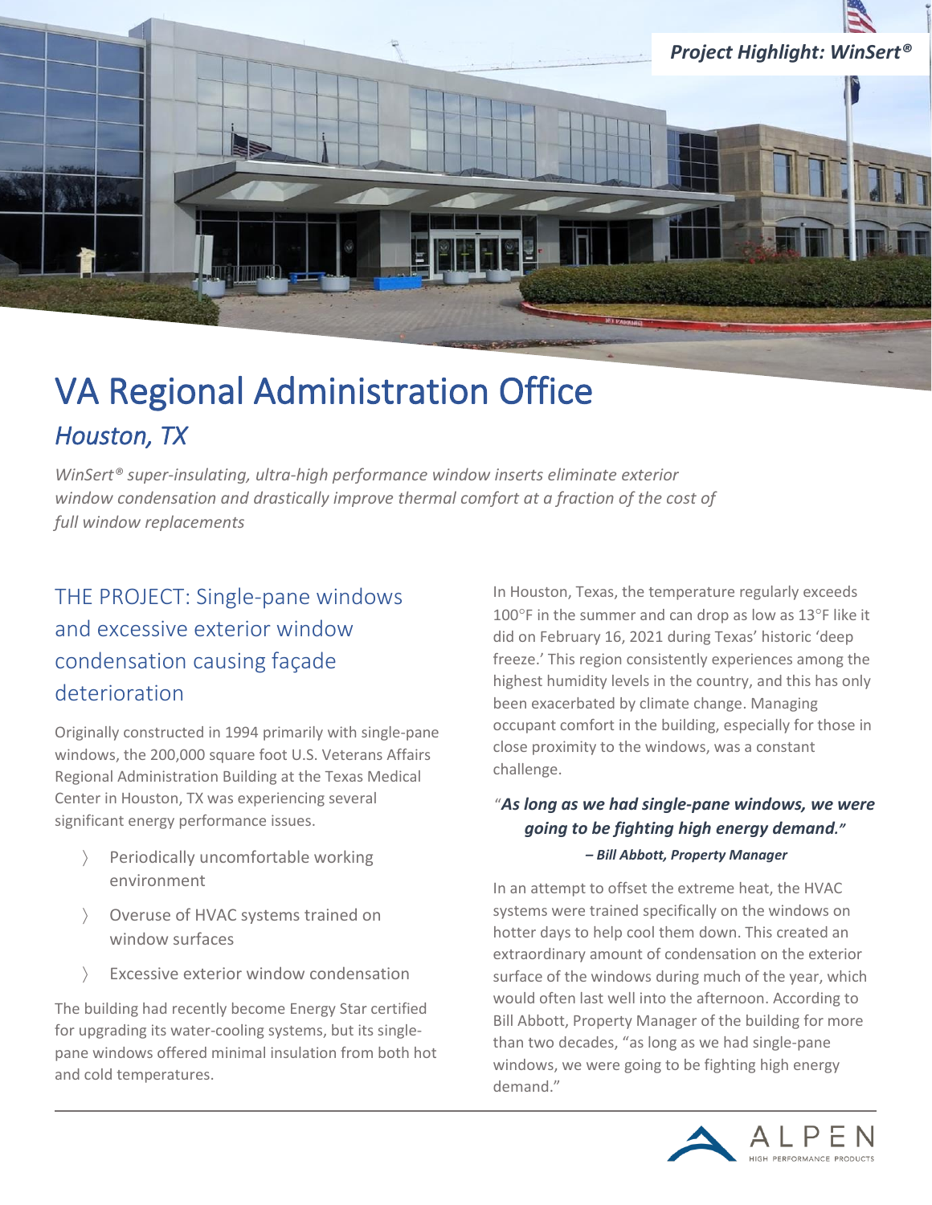*Project Highlight: WinSert®*

# VA Regional Administration Office

## *Houston, TX*

*WinSert® super-insulating, ultra-high performance window inserts eliminate exterior window condensation and drastically improve thermal comfort at a fraction of the cost of full window replacements*

## THE PROJECT: Single-pane windows and excessive exterior window condensation causing façade deterioration

Originally constructed in 1994 primarily with single-pane windows, the 200,000 square foot U.S. Veterans Affairs Regional Administration Building at the Texas Medical Center in Houston, TX was experiencing several significant energy performance issues.

- Periodically uncomfortable working environment
- Overuse of HVAC systems trained on window surfaces
- Excessive exterior window condensation

The building had recently become Energy Star certified for upgrading its water-cooling systems, but its single-pane windows offered minimal insulation from both hot and cold temperatures.

In Houston, Texas, the temperature regularly exceeds 100°F in the summer and can drop as low as 13°F like it did on February 16, 2021 during Texas' historic 'deep freeze.' This region consistently experiences among the highest humidity levels in the country, and this has only been exacerbated by climate change. Managing occupant comfort in the building, especially for those in close proximity to the windows, was a constant challenge.

> "***As long as we had single-pane windows, we were going to be fighting high energy demand."***
>
> ***– Bill Abbott, Property Manager***

In an attempt to offset the extreme heat, the HVAC systems were trained specifically on the windows on hotter days to help cool them down. This created an extraordinary amount of condensation on the exterior surface of the windows during much of the year, which would often last well into the afternoon. According to Bill Abbott, Property Manager of the building for more than two decades, "as long as we had single-pane windows, we were going to be fighting high energy demand."

ALPEN HIGH PERFORMANCE PRODUCTS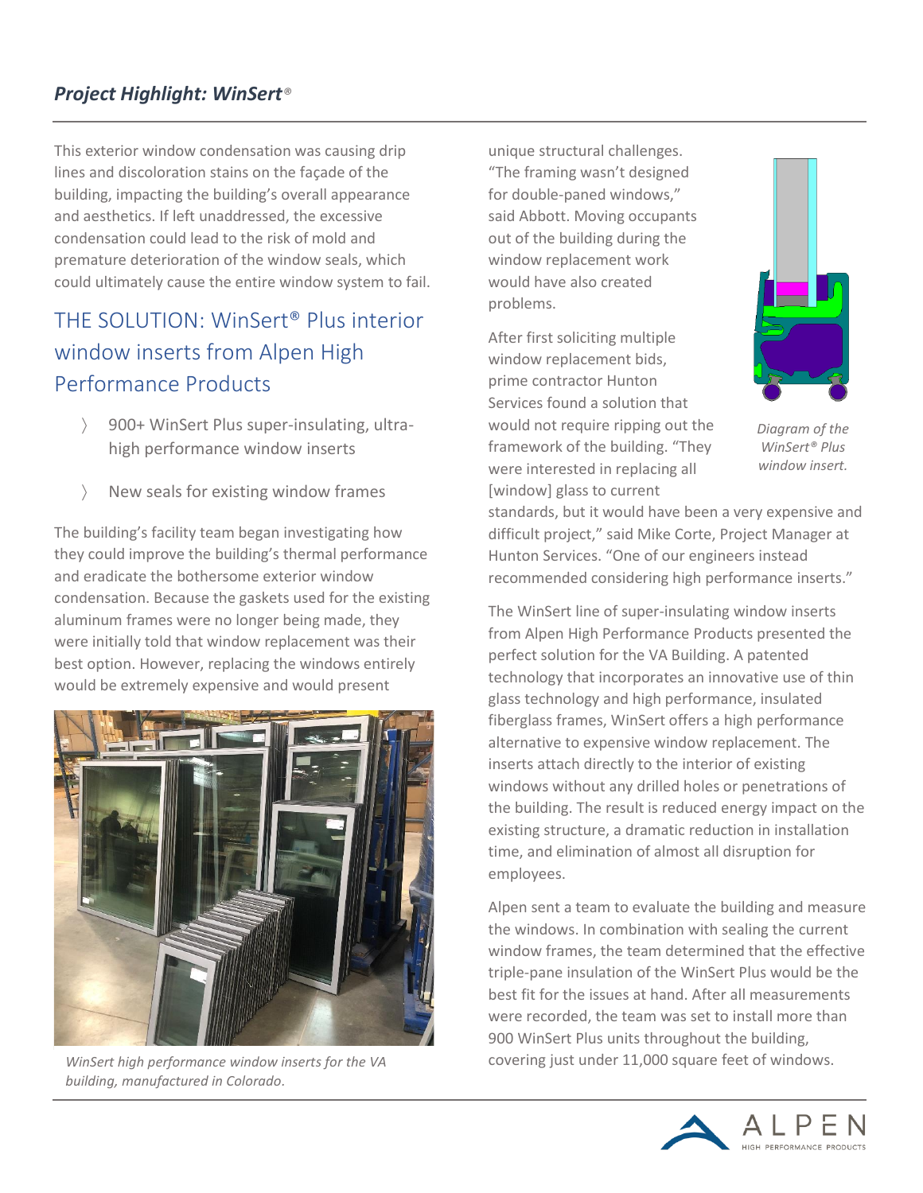## *Project Highlight: WinSert®*

This exterior window condensation was causing drip lines and discoloration stains on the façade of the building, impacting the building's overall appearance and aesthetics. If left unaddressed, the excessive condensation could lead to the risk of mold and premature deterioration of the window seals, which could ultimately cause the entire window system to fail.

## THE SOLUTION: WinSert® Plus interior window inserts from Alpen High Performance Products

- 900+ WinSert Plus super-insulating, ultra-high performance window inserts
- New seals for existing window frames

The building's facility team began investigating how they could improve the building's thermal performance and eradicate the bothersome exterior window condensation. Because the gaskets used for the existing aluminum frames were no longer being made, they were initially told that window replacement was their best option. However, replacing the windows entirely would be extremely expensive and would present unique structural challenges. "The framing wasn't designed for double-paned windows," said Abbott. Moving occupants out of the building during the window replacement work would have also created problems.

*WinSert high performance window inserts for the VA building, manufactured in Colorado.*

*Diagram of the WinSert® Plus window insert.*

After first soliciting multiple window replacement bids, prime contractor Hunton Services found a solution that would not require ripping out the framework of the building. "They were interested in replacing all [window] glass to current standards, but it would have been a very expensive and difficult project," said Mike Corte, Project Manager at Hunton Services. "One of our engineers instead recommended considering high performance inserts."

The WinSert line of super-insulating window inserts from Alpen High Performance Products presented the perfect solution for the VA Building. A patented technology that incorporates an innovative use of thin glass technology and high performance, insulated fiberglass frames, WinSert offers a high performance alternative to expensive window replacement. The inserts attach directly to the interior of existing windows without any drilled holes or penetrations of the building. The result is reduced energy impact on the existing structure, a dramatic reduction in installation time, and elimination of almost all disruption for employees.

Alpen sent a team to evaluate the building and measure the windows. In combination with sealing the current window frames, the team determined that the effective triple-pane insulation of the WinSert Plus would be the best fit for the issues at hand. After all measurements were recorded, the team was set to install more than 900 WinSert Plus units throughout the building, covering just under 11,000 square feet of windows.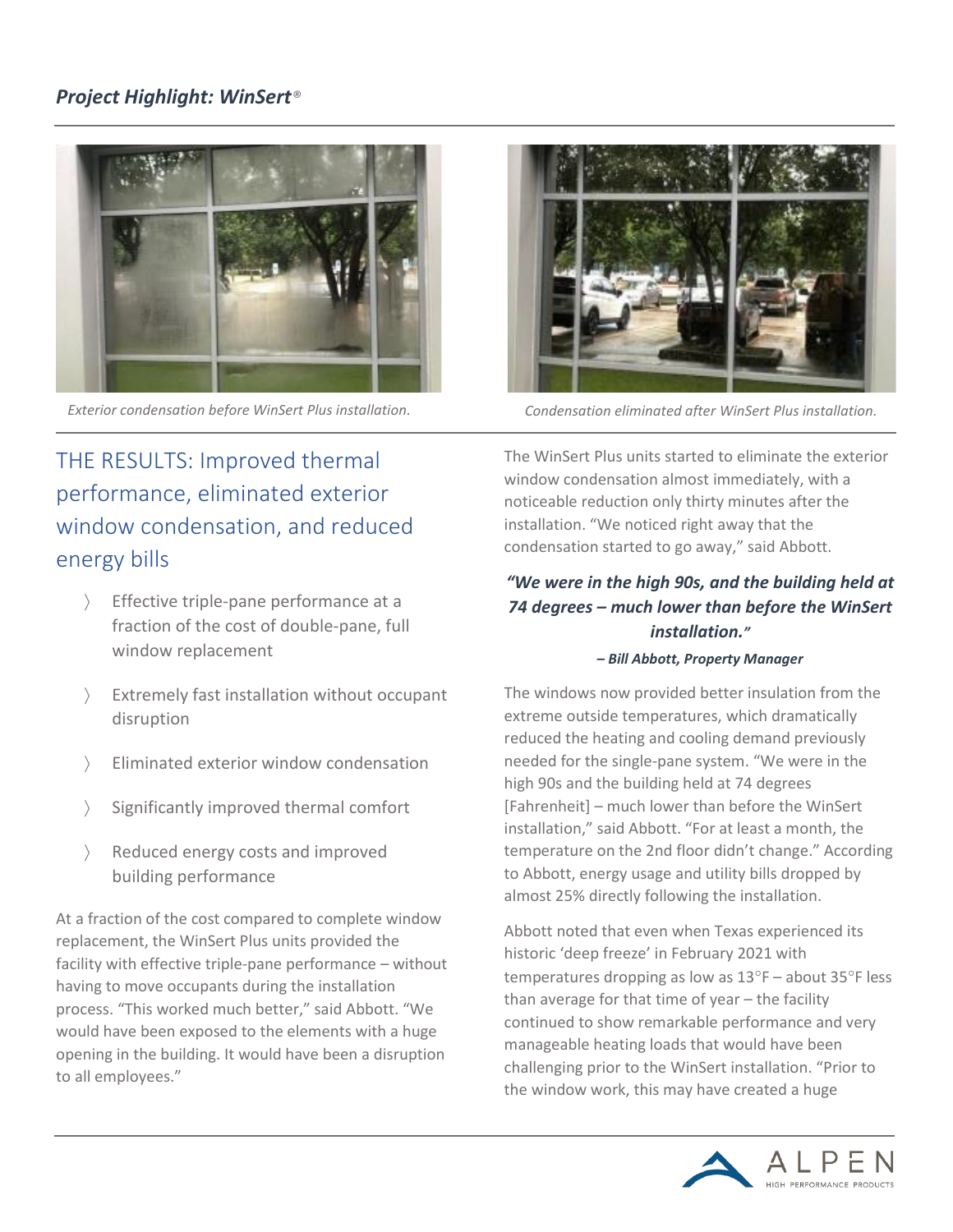## *Project Highlight: WinSert®*

*Exterior condensation before WinSert Plus installation.*

*Condensation eliminated after WinSert Plus installation.*

## THE RESULTS: Improved thermal performance, eliminated exterior window condensation, and reduced energy bills

- Effective triple-pane performance at a fraction of the cost of double-pane, full window replacement
- Extremely fast installation without occupant disruption
- Eliminated exterior window condensation
- Significantly improved thermal comfort
- Reduced energy costs and improved building performance

At a fraction of the cost compared to complete window replacement, the WinSert Plus units provided the facility with effective triple-pane performance – without having to move occupants during the installation process. "This worked much better," said Abbott. "We would have been exposed to the elements with a huge opening in the building. It would have been a disruption to all employees."

The WinSert Plus units started to eliminate the exterior window condensation almost immediately, with a noticeable reduction only thirty minutes after the installation. "We noticed right away that the condensation started to go away," said Abbott.

> ***"We were in the high 90s, and the building held at 74 degrees – much lower than before the WinSert installation."***
>
> ***– Bill Abbott, Property Manager***

The windows now provided better insulation from the extreme outside temperatures, which dramatically reduced the heating and cooling demand previously needed for the single-pane system. "We were in the high 90s and the building held at 74 degrees [Fahrenheit] – much lower than before the WinSert installation," said Abbott. "For at least a month, the temperature on the 2nd floor didn't change." According to Abbott, energy usage and utility bills dropped by almost 25% directly following the installation.

Abbott noted that even when Texas experienced its historic 'deep freeze' in February 2021 with temperatures dropping as low as 13°F – about 35°F less than average for that time of year – the facility continued to show remarkable performance and very manageable heating loads that would have been challenging prior to the WinSert installation. "Prior to the window work, this may have created a huge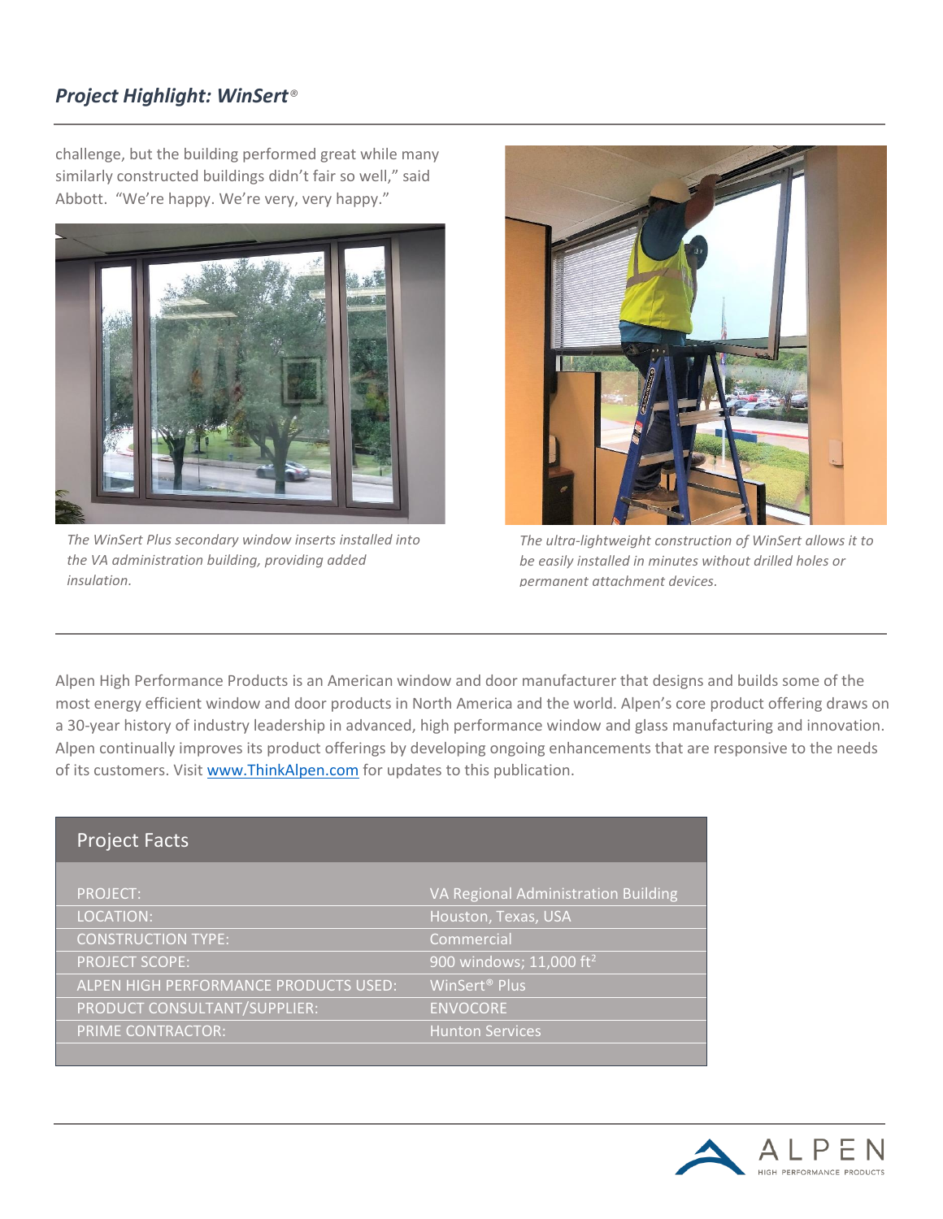challenge, but the building performed great while many similarly constructed buildings didn't fair so well," said Abbott. "We're happy. We're very, very happy."

*The WinSert Plus secondary window inserts installed into the VA administration building, providing added insulation.*

*The ultra-lightweight construction of WinSert allows it to be easily installed in minutes without drilled holes or permanent attachment devices.*

Alpen High Performance Products is an American window and door manufacturer that designs and builds some of the most energy efficient window and door products in North America and the world. Alpen's core product offering draws on a 30-year history of industry leadership in advanced, high performance window and glass manufacturing and innovation. Alpen continually improves its product offerings by developing ongoing enhancements that are responsive to the needs of its customers. Visit [www.ThinkAlpen.com](http://www.ThinkAlpen.com) for updates to this publication.

| Project Facts | |
|---|---|
| PROJECT: | VA Regional Administration Building |
| LOCATION: | Houston, Texas, USA |
| CONSTRUCTION TYPE: | Commercial |
| PROJECT SCOPE: | 900 windows; 11,000 $ft^2$ |
| ALPEN HIGH PERFORMANCE PRODUCTS USED: | WinSert® Plus |
| PRODUCT CONSULTANT/SUPPLIER: | ENVOCORE |
| PRIME CONTRACTOR: | Hunton Services |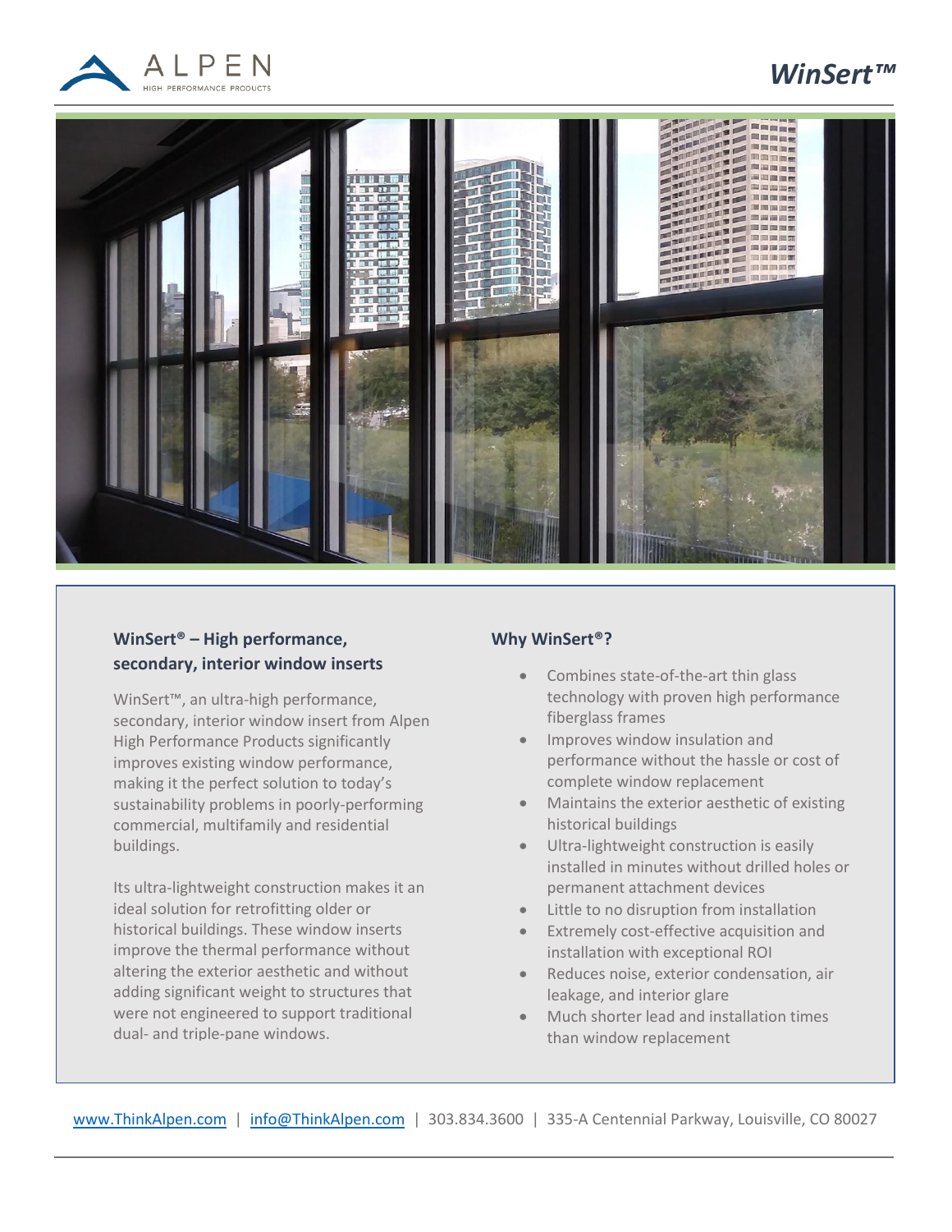# WinSert™

## WinSert® – High performance, secondary, interior window inserts

WinSert™, an ultra-high performance, secondary, interior window insert from Alpen High Performance Products significantly improves existing window performance, making it the perfect solution to today's sustainability problems in poorly-performing commercial, multifamily and residential buildings.

Its ultra-lightweight construction makes it an ideal solution for retrofitting older or historical buildings. These window inserts improve the thermal performance without altering the exterior aesthetic and without adding significant weight to structures that were not engineered to support traditional dual- and triple-pane windows.

## Why WinSert®?

- Combines state-of-the-art thin glass technology with proven high performance fiberglass frames
- Improves window insulation and performance without the hassle or cost of complete window replacement
- Maintains the exterior aesthetic of existing historical buildings
- Ultra-lightweight construction is easily installed in minutes without drilled holes or permanent attachment devices
- Little to no disruption from installation
- Extremely cost-effective acquisition and installation with exceptional ROI
- Reduces noise, exterior condensation, air leakage, and interior glare
- Much shorter lead and installation times than window replacement

www.ThinkAlpen.com | info@ThinkAlpen.com | 303.834.3600 | 335-A Centennial Parkway, Louisville, CO 80027